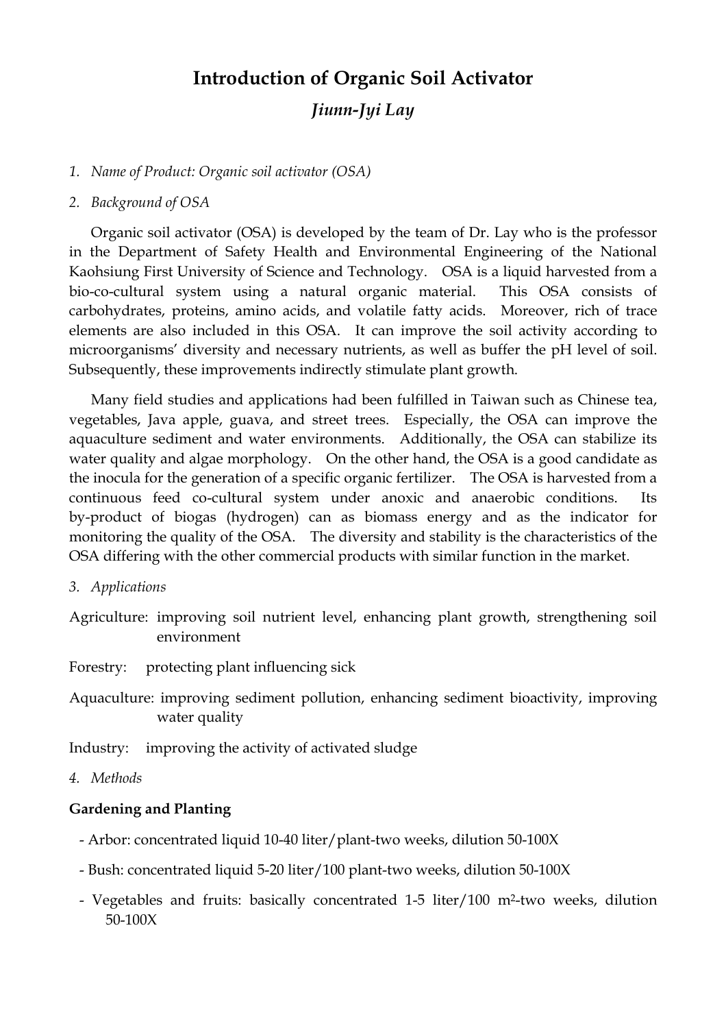# Introduction of Organic Soil Activator

*Jiunn-Jyi Lay*

1. *Name of Product: Organic soil activator (OSA)*

2. *Background of OSA*

Organic soil activator (OSA) is developed by the team of Dr. Lay who is the professor in the Department of Safety Health and Environmental Engineering of the National Kaohsiung First University of Science and Technology. OSA is a liquid harvested from a bio-co-cultural system using a natural organic material. This OSA consists of carbohydrates, proteins, amino acids, and volatile fatty acids. Moreover, rich of trace elements are also included in this OSA. It can improve the soil activity according to microorganisms' diversity and necessary nutrients, as well as buffer the pH level of soil. Subsequently, these improvements indirectly stimulate plant growth.

Many field studies and applications had been fulfilled in Taiwan such as Chinese tea, vegetables, Java apple, guava, and street trees. Especially, the OSA can improve the aquaculture sediment and water environments. Additionally, the OSA can stabilize its water quality and algae morphology. On the other hand, the OSA is a good candidate as the inocula for the generation of a specific organic fertilizer. The OSA is harvested from a continuous feed co-cultural system under anoxic and anaerobic conditions. Its by-product of biogas (hydrogen) can as biomass energy and as the indicator for monitoring the quality of the OSA. The diversity and stability is the characteristics of the OSA differing with the other commercial products with similar function in the market.

3. *Applications*

Agriculture: improving soil nutrient level, enhancing plant growth, strengthening soil environment

Forestry: protecting plant influencing sick

Aquaculture: improving sediment pollution, enhancing sediment bioactivity, improving water quality

Industry: improving the activity of activated sludge

4. *Methods*

**Gardening and Planting**

- Arbor: concentrated liquid 10-40 liter/plant-two weeks, dilution 50-100X
- Bush: concentrated liquid 5-20 liter/100 plant-two weeks, dilution 50-100X
- Vegetables and fruits: basically concentrated 1-5 liter/100 $m^2$-two weeks, dilution 50-100X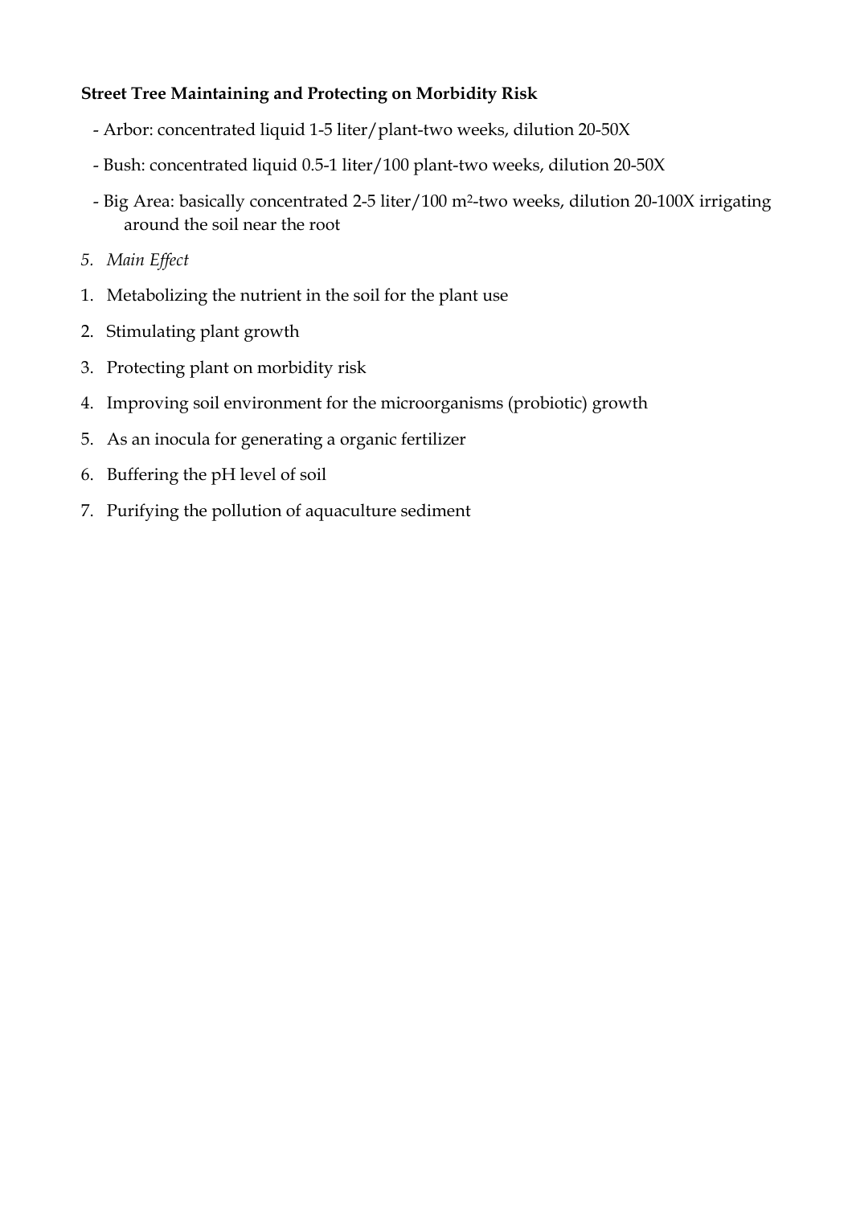**Street Tree Maintaining and Protecting on Morbidity Risk**

- Arbor: concentrated liquid 1-5 liter/plant-two weeks, dilution 20-50X
- Bush: concentrated liquid 0.5-1 liter/100 plant-two weeks, dilution 20-50X
- Big Area: basically concentrated 2-5 liter/100 $m^2$-two weeks, dilution 20-100X irrigating around the soil near the root

5. *Main Effect*

1. Metabolizing the nutrient in the soil for the plant use
2. Stimulating plant growth
3. Protecting plant on morbidity risk
4. Improving soil environment for the microorganisms (probiotic) growth
5. As an inocula for generating a organic fertilizer
6. Buffering the pH level of soil
7. Purifying the pollution of aquaculture sediment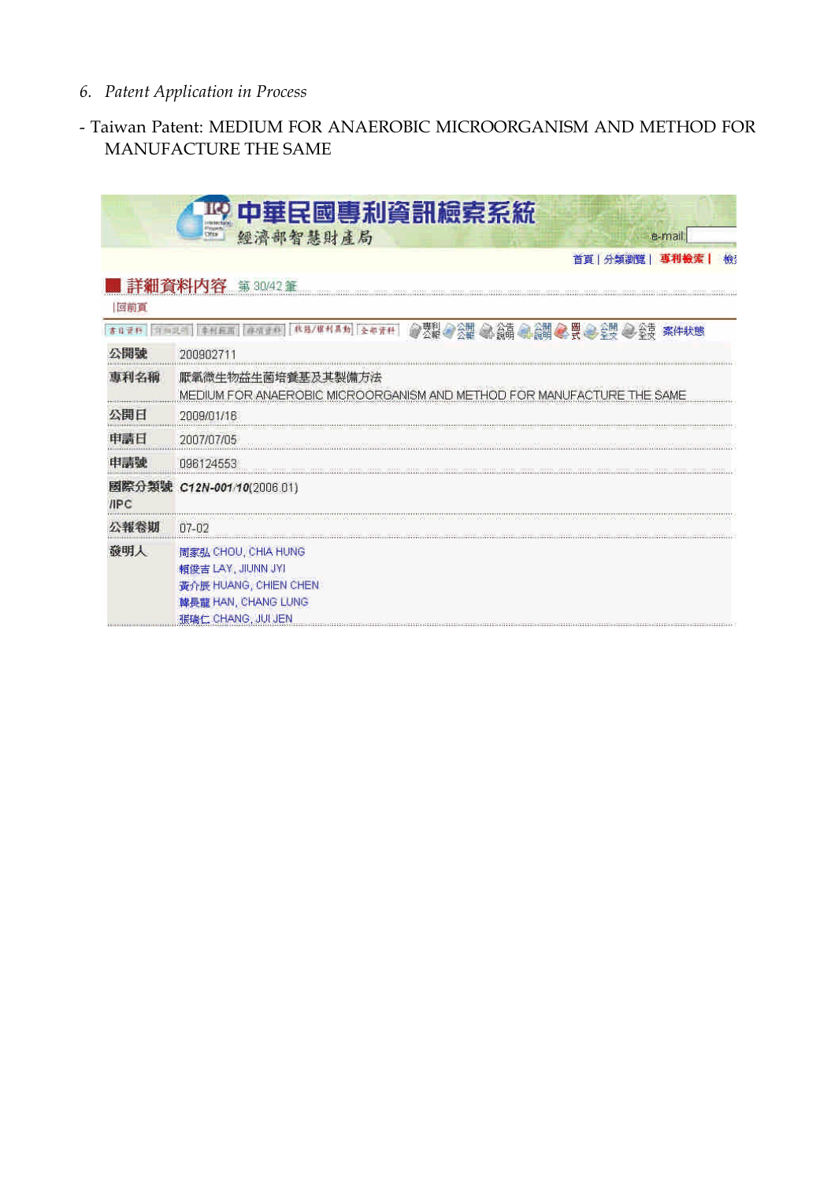6. *Patent Application in Process*

- Taiwan Patent: MEDIUM FOR ANAEROBIC MICROORGANISM AND METHOD FOR MANUFACTURE THE SAME

中華民國專利資訊檢索系統
經濟部智慧財產局

e-mail

首頁 | 分類瀏覽 | 專利檢索 | 檢

## 詳細資料內容 第 30/42 筆

|回前頁

書目資料 | 附加說明 | 專利範圍 | 詳情資料 | 核駁/權利異動 | 全部資料 | 專利公報 | 公開公報 | 公告說明 | 公開說明 | 圖式 | 公開全文 | 公告全文 | 案件狀態

| | |
|---|---|
| 公開號 | 200902711 |
| 專利名稱 | 厭氧微生物益生菌培養基及其製備方法<br>MEDIUM FOR ANAEROBIC MICROORGANISM AND METHOD FOR MANUFACTURE THE SAME |
| 公開日 | 2009/01/16 |
| 申請日 | 2007/07/05 |
| 申請號 | 096124553 |
| 國際分類號/IPC | C12N-001/10(2006.01) |
| 公報卷期 | 07-02 |
| 發明人 | 周家弘 CHOU, CHIA HUNG<br>賴俊吉 LAY, JIUNN JYI<br>黃介辰 HUANG, CHIEN CHEN<br>韓長龍 HAN, CHANG LUNG<br>張瑞仁 CHANG, JUI JEN |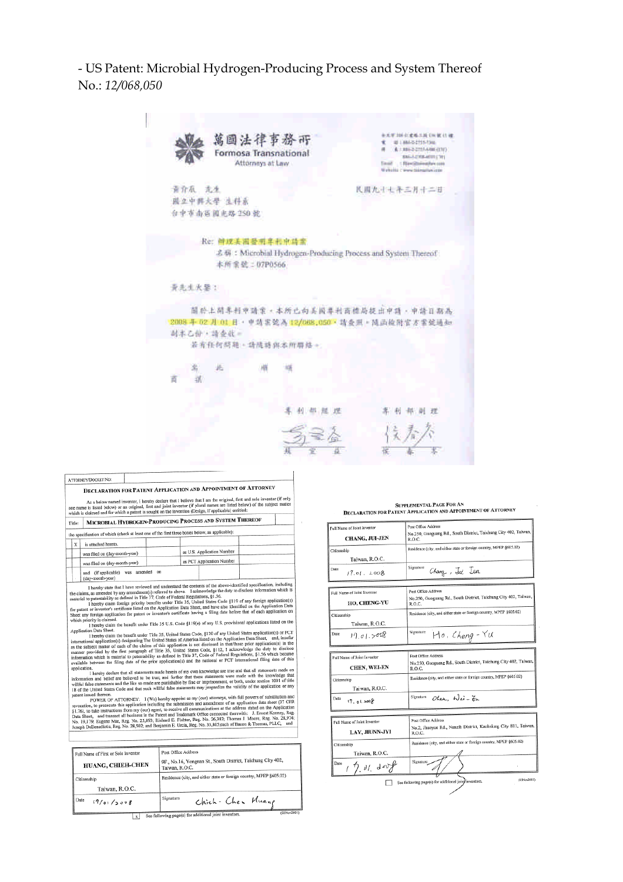- US Patent: Microbial Hydrogen-Producing Process and System Thereof
No.: *12/068,050*

萬國法律事務所
Formosa Transnational
Attorneys at Law

黃介辰 先生
國立中興大學 生科系
台中市南區國光路250號

民國九十七年三月十二日

Re: 辦理美國發明專利申請案
名稱：Microbial Hydrogen-Producing Process and System Thereof
本所案號：07P0566

黃先生大鑒：

關於上開專利申請案，本所已向美國專利商標局提出申請，申請日期為2008年02月01日，申請案號為12/068,050，請查照。隨函檢附官方案號通知副本乙份，請查收。

若有任何問題，請隨時與本所聯絡。

耑此 順頌
商祺

專利部經理 專利部副理
林 ○ ○ 　 張 ○ ○

ATTORNEY/DOCKET NO:

**DECLARATION FOR PATENT APPLICATION AND APPOINTMENT OF ATTORNEY**

As a below named inventor, I hereby declare that I believe that I am the original, first and sole inventor (if only one name is listed below) or an original, first and joint inventor (if plural names are listed below) of the subject matter which is claimed and for which a patent is sought on the invention (Design, if applicable) entitled:

Title: **MICROBIAL HYDROGEN-PRODUCING PROCESS AND SYSTEM THEREOF**

the specification of which (check at least one of the first three boxes below, as applicable):

| | | | | |
|---|---|---|---|---|
| X | is attached hereto. | | | |
| | was filed on (day-month-year) | | as U.S. Application Number | |
| | was filed on (day-month-year) | | as PCT Application Number | |
| | and (if applicable) was amended on (day-month-year) | | | |

I hereby state that I have reviewed and understand the contents of the above-identified specification, including the claims, as amended by any amendment(s) referred to above. I acknowledge the duty to disclose information which is material to patentability as defined in Title 37, Code of Federal Regulations, §1.56.

I hereby claim foreign priority benefits under Title 35, United States Code §119 of any foreign application(s) for patent or inventor's certificate listed on the Application Data Sheet, and have also identified on the Application Data Sheet any foreign application for patent or inventor's certificate having a filing date before that of each application on which priority is claimed.

I hereby claim the benefit under Title 35 U.S. Code §119(e) of any U.S. provisional applications listed on the Application Data Sheet.

I hereby claim the benefit under Title 35, United States Code, §120 of any United States application(s) or PCT international application(s) designating The United States of America listed on the Application Data Sheet, and, insofar as the subject matter of each of the claims of this application is not disclosed in that/those prior application(s) in the manner provided by the first paragraph of Title 35, United States Code, §112, I acknowledge the duty to disclose information which is material to patentability as defined in Title 37, Code of Federal Regulations, §1.56 which became available between the filing date of the prior application(s) and the national or PCT international filing date of this application.

I hereby declare that all statements made herein of my own knowledge are true and that all statements made on information and belief are believed to be true; and further that these statements were made with the knowledge that willful false statements and the like so made are punishable by fine or imprisonment, or both, under section 1001 of title 18 of the United States Code and that such willful false statements may jeopardize the validity of the application or any patent issued thereon.

POWER OF ATTORNEY: I (We) hereby appoint as my (our) attorneys, with full powers of substitution and revocation, to prosecute this application including the submission and amendment of an application data sheet (37 CFR §1.76), to take instructions from my (our) agent, to receive all communications at the address stated on the Application Data Sheet, and transact all business in the Patent and Trademark Office connected therewith: J. Ernest Kenney, Reg. No. 19,179; Eugene Mar, Reg. No. 25,893; Richard E. Fichter, Reg. No. 26,382; Thomas J. Moore, Reg. No. 28,974; Joseph DeBenedictis, Reg. No. 28,502; and Benjamin E. Urcia, Reg. No. 33,805;each of Bacon & Thomas, PLLC, and

| Full Name of First or Sole Inventor | Post Office Address |
|---|---|
| **HUANG, CHIEH-CHEN** | 9F., No.16, Yongnan St., South District, Taichung City 402, Taiwan, R.O.C. |
| Citizenship: Taiwan, R.O.C. | Residence (city, and either state or foreign country, MPEP §605.02) |
| Date: 17/01/2008 | Signature: Chieh-Chen Huang |

[x] See following page(s) for additional joint inventors. (02Nov2001)

**SUPPLEMENTAL PAGE FOR AN DECLARATION FOR PATENT APPLICATION AND APPOINTMENT OF ATTORNEY**

| Full Name of Joint Inventor | Post Office Address |
|---|---|
| **CHANG, JUI-JEN** | No.250, Guoguang Rd., South District, Taichung City 402, Taiwan, R.O.C. |
| Citizenship: Taiwan, R.O.C. | Residence (city, and either state or foreign country, MPEP §605.02) |
| Date: 17.01.2008 | Signature: Chang, Jui Jen |

| Full Name of Joint Inventor | Post Office Address |
|---|---|
| **HO, CHENG-YU** | No.250, Guoguang Rd., South District, Taichung City 402, Taiwan, R.O.C. |
| Citizenship: Taiwan, R.O.C. | Residence (city, and either state or foreign country, MPEP §605.02) |
| Date: 17.01.2008 | Signature: Ho, Cheng-Yu |

| Full Name of Joint Inventor | Post Office Address |
|---|---|
| **CHEN, WEI-EN** | No.250, Guoguang Rd., South District, Taichung City 402, Taiwan, R.O.C. |
| Citizenship: Taiwan, R.O.C. | Residence (city, and either state or foreign country, MPEP §605.02) |
| Date: 17.01.2008 | Signature: Chen, Wei-En |

| Full Name of Joint Inventor | Post Office Address |
|---|---|
| **LAY, JIUNN-JYI** | No.2, Jhuoyue Rd., Nanzih District, Kaohsiung City 811, Taiwan, R.O.C. |
| Citizenship: Taiwan, R.O.C. | Residence (city, and either state or foreign country, MPEP §605.02) |
| Date: 17.01.2008 | Signature: |

[ ] See following page(s) for additional joint inventors. (02Nov2001)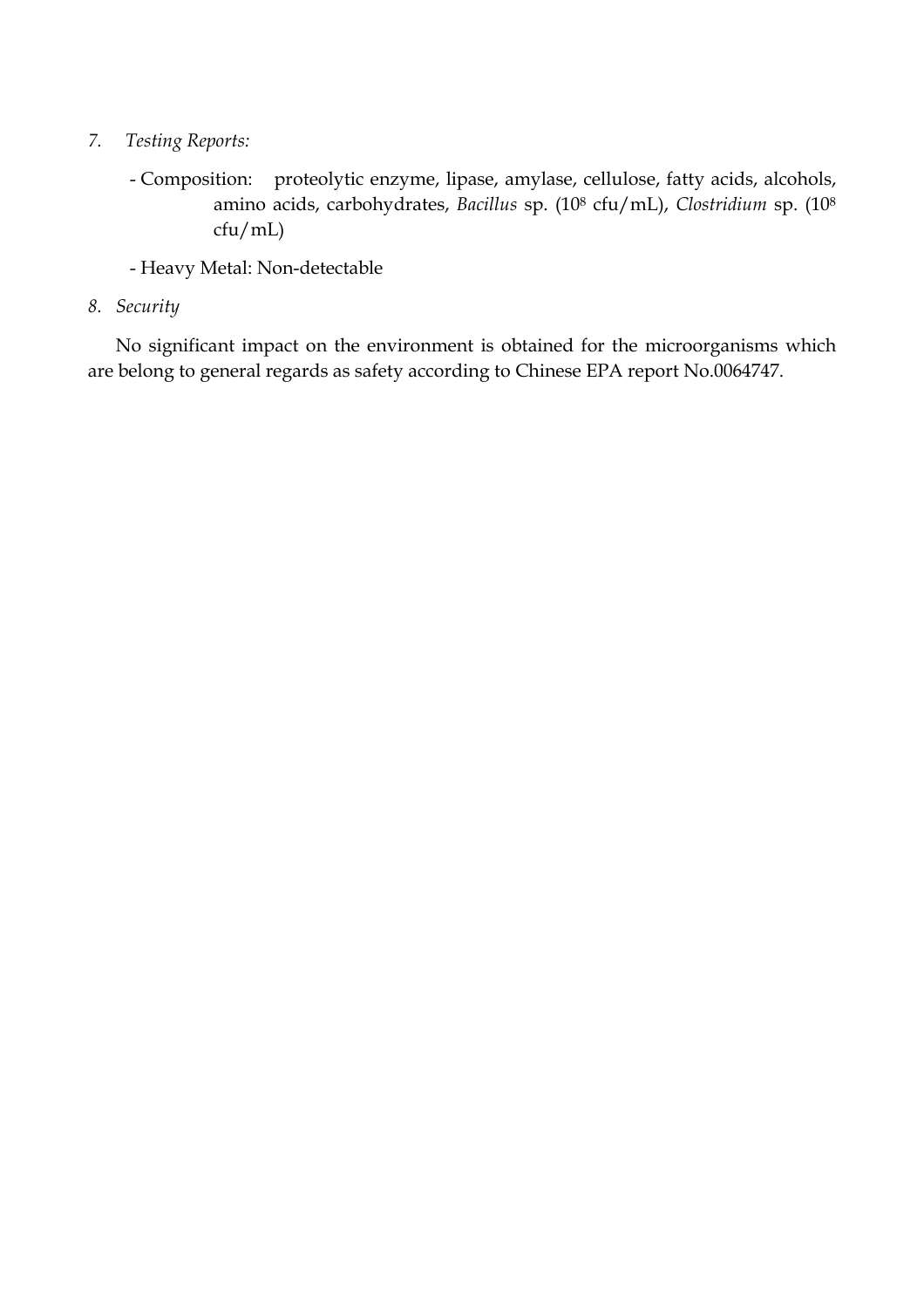*7. Testing Reports:*

- Composition: proteolytic enzyme, lipase, amylase, cellulose, fatty acids, alcohols, amino acids, carbohydrates, *Bacillus* sp. ($10^8$ cfu/mL), *Clostridium* sp. ($10^8$ cfu/mL)

- Heavy Metal: Non-detectable

*8. Security*

No significant impact on the environment is obtained for the microorganisms which are belong to general regards as safety according to Chinese EPA report No.0064747.